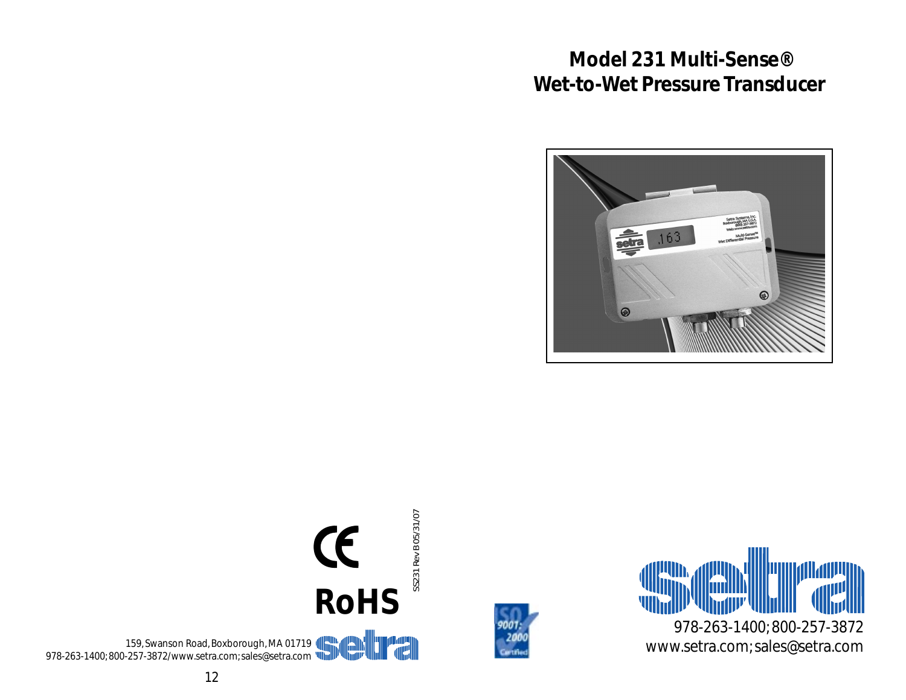# Model 231 Multi-Sense®
# Wet-to-Wet Pressure Transducer

CE

RoHS

SS231 Rev B 05/31/07

159, Swanson Road, Boxborough, MA 01719
978-263-1400; 800-257-3872/www.setra.com; sales@setra.com

setra

ISO 9001:2000 Certified

setra

978-263-1400; 800-257-3872
www.setra.com; sales@setra.com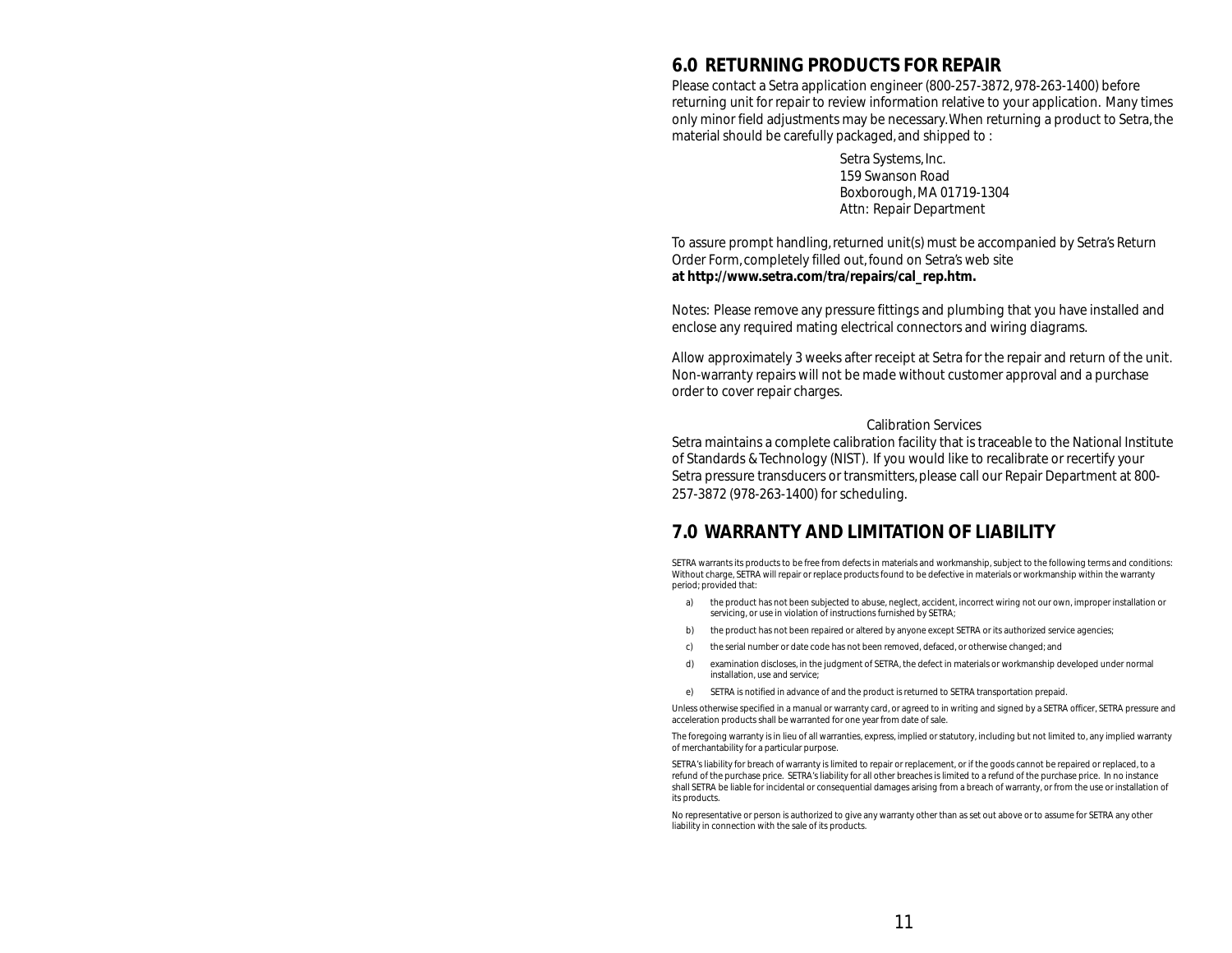## 6.0 RETURNING PRODUCTS FOR REPAIR

Please contact a Setra application engineer (800-257-3872, 978-263-1400) before returning unit for repair to review information relative to your application. Many times only minor field adjustments may be necessary. When returning a product to Setra, the material should be carefully packaged, and shipped to :

Setra Systems, Inc.
159 Swanson Road
Boxborough, MA 01719-1304
Attn: Repair Department

To assure prompt handling, returned unit(s) must be accompanied by Setra's Return Order Form, completely filled out, found on Setra's web site **at http://www.setra.com/tra/repairs/cal_rep.htm.**

Notes: Please remove any pressure fittings and plumbing that you have installed and enclose any required mating electrical connectors and wiring diagrams.

Allow approximately 3 weeks after receipt at Setra for the repair and return of the unit. Non-warranty repairs will not be made without customer approval and a purchase order to cover repair charges.

Calibration Services

Setra maintains a complete calibration facility that is traceable to the National Institute of Standards & Technology (NIST). If you would like to recalibrate or recertify your Setra pressure transducers or transmitters, please call our Repair Department at 800-257-3872 (978-263-1400) for scheduling.

## 7.0 WARRANTY AND LIMITATION OF LIABILITY

SETRA warrants its products to be free from defects in materials and workmanship, subject to the following terms and conditions: Without charge, SETRA will repair or replace products found to be defective in materials or workmanship within the warranty period; provided that:

a) the product has not been subjected to abuse, neglect, accident, incorrect wiring not our own, improper installation or servicing, or use in violation of instructions furnished by SETRA;

b) the product has not been repaired or altered by anyone except SETRA or its authorized service agencies;

c) the serial number or date code has not been removed, defaced, or otherwise changed; and

d) examination discloses, in the judgment of SETRA, the defect in materials or workmanship developed under normal installation, use and service;

e) SETRA is notified in advance of and the product is returned to SETRA transportation prepaid.

Unless otherwise specified in a manual or warranty card, or agreed to in writing and signed by a SETRA officer, SETRA pressure and acceleration products shall be warranted for one year from date of sale.

The foregoing warranty is in lieu of all warranties, express, implied or statutory, including but not limited to, any implied warranty of merchantability for a particular purpose.

SETRA's liability for breach of warranty is limited to repair or replacement, or if the goods cannot be repaired or replaced, to a refund of the purchase price. SETRA's liability for all other breaches is limited to a refund of the purchase price. In no instance shall SETRA be liable for incidental or consequential damages arising from a breach of warranty, or from the use or installation of its products.

No representative or person is authorized to give any warranty other than as set out above or to assume for SETRA any other liability in connection with the sale of its products.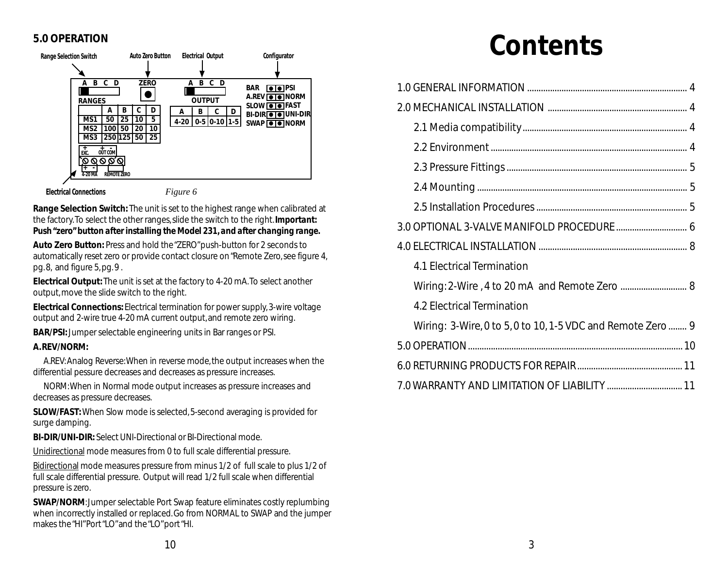## 5.0 OPERATION

Range Selection Switch | Auto Zero Button | Electrical Output | Configurator

| | A | B | C | D |
|---|---|---|---|---|
| MS1 | 50 | 25 | 10 | 5 |
| MS2 | 100 | 50 | 20 | 10 |
| MS3 | 250 | 125 | 50 | 25 |

OUTPUT

| A | B | C | D |
|---|---|---|---|
| 4-20 | 0-5 | 0-10 | 1-5 |

BAR / PSI
A.REV / NORM
SLOW / FAST
BI-DIR / UNI-DIR
SWAP / NORM

EXC. + | OUT + | COM -
4-20 MA + - | REMOTE ZERO

Electrical Connections

*Figure 6*

**Range Selection Switch:** The unit is set to the highest range when calibrated at the factory. To select the other ranges, slide the switch to the right. ***Important: Push "zero" button after installing the Model 231, and after changing range.***

**Auto Zero Button:** Press and hold the "ZERO" push-button for 2 seconds to automatically reset zero or provide contact closure on "Remote Zero, see figure 4, pg. 8, and figure 5, pg. 9 .

**Electrical Output:** The unit is set at the factory to 4-20 mA. To select another output, move the slide switch to the right.

**Electrical Connections:** Electrical termination for power supply, 3-wire voltage output and 2-wire true 4-20 mA current output, and remote zero wiring.

**BAR/PSI:** Jumper selectable engineering units in Bar ranges or PSI.

**A.REV/NORM:**

A.REV: Analog Reverse: When in reverse mode, the output increases when the differential pessure decreases and decreases as pressure increases.

NORM: When in Normal mode output increases as pressure increases and decreases as pressure decreases.

**SLOW/FAST:** When Slow mode is selected, 5-second averaging is provided for surge damping.

**BI-DIR/UNI-DIR:** Select UNI-Directional or BI-Directional mode.

Unidirectional mode measures from 0 to full scale differential pressure.

Bidirectional mode measures pressure from minus 1/2 of full scale to plus 1/2 of full scale differential pressure. Output will read 1/2 full scale when differential pressure is zero.

**SWAP/NORM**: Jumper selectable Port Swap feature eliminates costly replumbing when incorrectly installed or replaced. Go from NORMAL to SWAP and the jumper makes the "HI" Port "LO" and the "LO" port "HI.

# Contents

1.0 GENERAL INFORMATION ..... 4

2.0 MECHANICAL INSTALLATION ..... 4

- 2.1 Media compatibility ..... 4
- 2.2 Environment ..... 4
- 2.3 Pressure Fittings ..... 5
- 2.4 Mounting ..... 5
- 2.5 Installation Procedures ..... 5

3.0 OPTIONAL 3-VALVE MANIFOLD PROCEDURE ..... 6

4.0 ELECTRICAL INSTALLATION ..... 8

- 4.1 Electrical Termination
  Wiring: 2-Wire , 4 to 20 mA and Remote Zero ..... 8
- 4.2 Electrical Termination
  Wiring: 3-Wire, 0 to 5, 0 to 10, 1-5 VDC and Remote Zero ..... 9

5.0 OPERATION ..... 10

6.0 RETURNING PRODUCTS FOR REPAIR ..... 11

7.0 WARRANTY AND LIMITATION OF LIABILITY ..... 11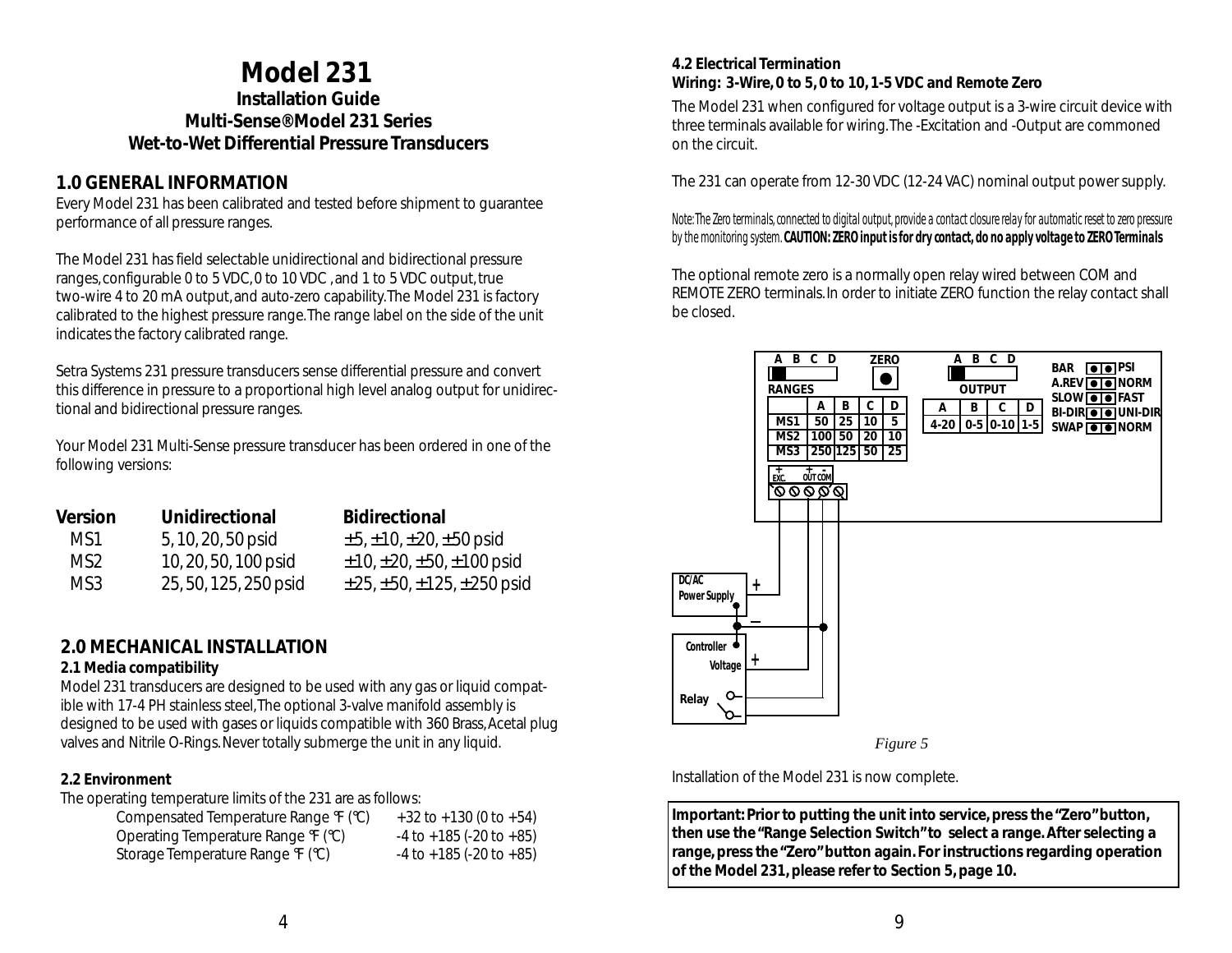# Model 231

**Installation Guide**
**Multi-Sense® Model 231 Series**
**Wet-to-Wet Differential Pressure Transducers**

## 1.0 GENERAL INFORMATION

Every Model 231 has been calibrated and tested before shipment to guarantee performance of all pressure ranges.

The Model 231 has field selectable unidirectional and bidirectional pressure ranges, configurable 0 to 5 VDC, 0 to 10 VDC , and 1 to 5 VDC output, true two-wire 4 to 20 mA output, and auto-zero capability. The Model 231 is factory calibrated to the highest pressure range. The range label on the side of the unit indicates the factory calibrated range.

Setra Systems 231 pressure transducers sense differential pressure and convert this difference in pressure to a proportional high level analog output for unidirectional and bidirectional pressure ranges.

Your Model 231 Multi-Sense pressure transducer has been ordered in one of the following versions:

| Version | Unidirectional | Bidirectional |
|---|---|---|
| MS1 | 5, 10, 20, 50 psid | ±5, ±10, ±20, ±50 psid |
| MS2 | 10, 20, 50, 100 psid | ±10, ±20, ±50, ±100 psid |
| MS3 | 25, 50, 125, 250 psid | ±25, ±50, ±125, ±250 psid |

## 2.0 MECHANICAL INSTALLATION

### 2.1 Media compatibility

Model 231 transducers are designed to be used with any gas or liquid compatible with 17-4 PH stainless steel, The optional 3-valve manifold assembly is designed to be used with gases or liquids compatible with 360 Brass, Acetal plug valves and Nitrile O-Rings. Never totally submerge the unit in any liquid.

### 2.2 Environment

The operating temperature limits of the 231 are as follows:

| | |
|---|---|
| Compensated Temperature Range °F (°C) | +32 to +130 (0 to +54) |
| Operating Temperature Range °F (°C) | -4 to +185 (-20 to +85) |
| Storage Temperature Range °F (°C) | -4 to +185 (-20 to +85) |

### 4.2 Electrical Termination

**Wiring: 3-Wire, 0 to 5, 0 to 10, 1-5 VDC and Remote Zero**

The Model 231 when configured for voltage output is a 3-wire circuit device with three terminals available for wiring. The -Excitation and -Output are commoned on the circuit.

The 231 can operate from 12-30 VDC (12-24 VAC) nominal output power supply.

*Note: The Zero terminals, connected to digital output, provide a contact closure relay for automatic reset to zero pressure by the monitoring system.* **CAUTION: ZERO input is for dry contact, do no apply voltage to ZERO Terminals**

The optional remote zero is a normally open relay wired between COM and REMOTE ZERO terminals. In order to initiate ZERO function the relay contact shall be closed.

RANGES

| | A | B | C | D |
|---|---|---|---|---|
| MS1 | 50 | 25 | 10 | 5 |
| MS2 | 100 | 50 | 20 | 10 |
| MS3 | 250 | 125 | 50 | 25 |

OUTPUT

| A | B | C | D |
|---|---|---|---|
| 4-20 | 0-5 | 0-10 | 1-5 |

ZERO

BAR / PSI, A.REV / NORM, SLOW / FAST, BI-DIR / UNI-DIR, SWAP / NORM

+ EXC. + OUT - COM

DC/AC Power Supply + –

Controller Voltage +

Relay

*Figure 5*

Installation of the Model 231 is now complete.

**Important: Prior to putting the unit into service, press the "Zero" button, then use the "Range Selection Switch" to select a range. After selecting a range, press the "Zero" button again. For instructions regarding operation of the Model 231, please refer to Section 5, page 10.**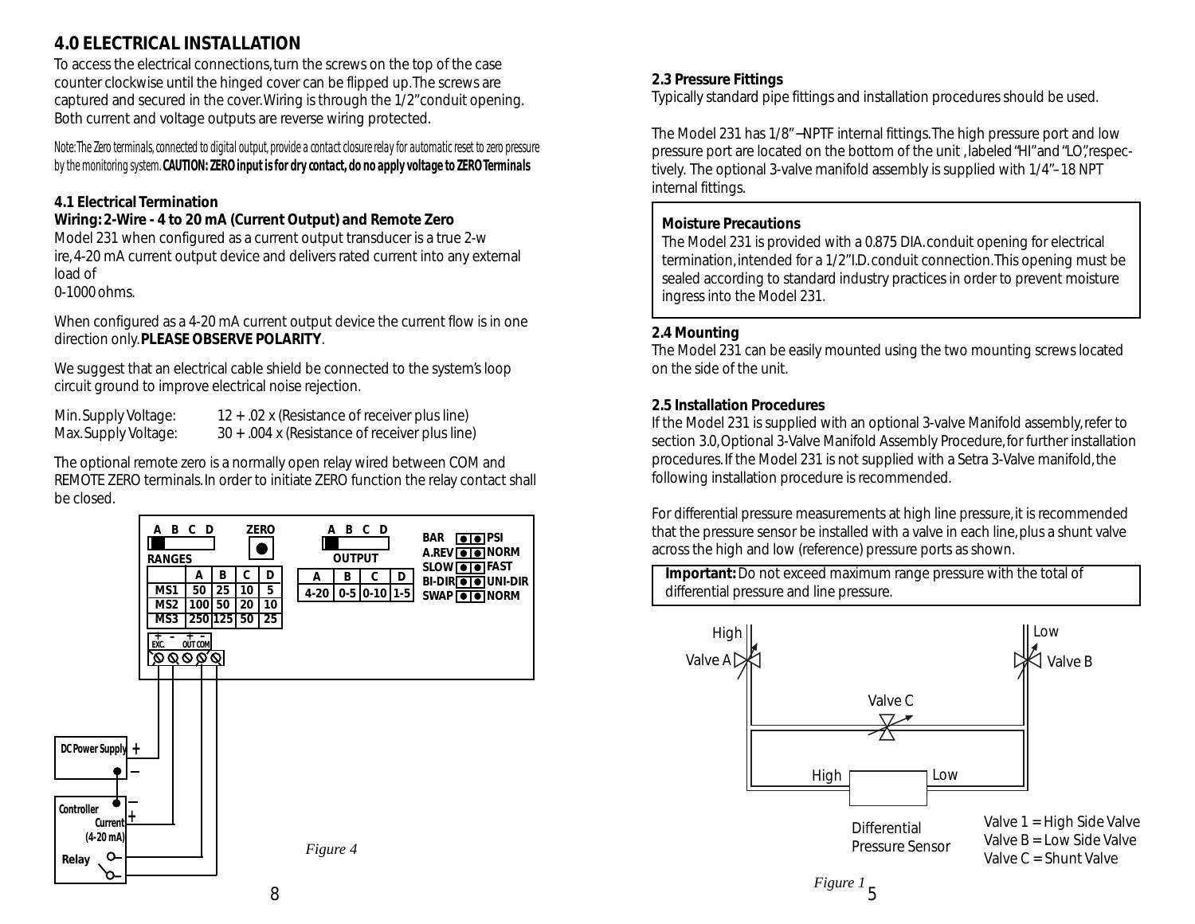## 4.0 ELECTRICAL INSTALLATION

To access the electrical connections, turn the screws on the top of the case counter clockwise until the hinged cover can be flipped up. The screws are captured and secured in the cover. Wiring is through the 1/2" conduit opening. Both current and voltage outputs are reverse wiring protected.

Note: The Zero terminals, connected to digital output, provide a contact closure relay for automatic reset to zero pressure by the monitoring system. **CAUTION: ZERO input is for dry contact, do no apply voltage to ZERO Terminals**

### 4.1 Electrical Termination

**Wiring: 2-Wire - 4 to 20 mA (Current Output) and Remote Zero**

Model 231 when configured as a current output transducer is a true 2-wire, 4-20 mA current output device and delivers rated current into any external load of 0-1000 ohms.

When configured as a 4-20 mA current output device the current flow is in one direction only. **PLEASE OBSERVE POLARITY**.

We suggest that an electrical cable shield be connected to the system's loop circuit ground to improve electrical noise rejection.

Min. Supply Voltage: 12 + .02 x (Resistance of receiver plus line)
Max. Supply Voltage: 30 + .004 x (Resistance of receiver plus line)

The optional remote zero is a normally open relay wired between COM and REMOTE ZERO terminals. In order to initiate ZERO function the relay contact shall be closed.

RANGES

| | A | B | C | D |
|---|---|---|---|---|
| MS1 | 50 | 25 | 10 | 5 |
| MS2 | 100 | 50 | 20 | 10 |
| MS3 | 250 | 125 | 50 | 25 |

OUTPUT

| A | B | C | D |
|---|---|---|---|
| 4-20 | 0-5 | 0-10 | 1-5 |

BAR / PSI; A.REV / NORM; SLOW / FAST; BI-DIR / UNI-DIR; SWAP / NORM

ZERO; EXC. + -; OUT + COM -

DC Power Supply + –; Controller – + Current (4-20 mA); Relay

*Figure 4*

### 2.3 Pressure Fittings

Typically standard pipe fittings and installation procedures should be used.

The Model 231 has 1/8"–NPTF internal fittings. The high pressure port and low pressure port are located on the bottom of the unit, labeled "HI" and "LO", respectively. The optional 3-valve manifold assembly is supplied with 1/4"–18 NPT internal fittings.

**Moisture Precautions**

The Model 231 is provided with a 0.875 DIA. conduit opening for electrical termination, intended for a 1/2" I.D. conduit connection. This opening must be sealed according to standard industry practices in order to prevent moisture ingress into the Model 231.

### 2.4 Mounting

The Model 231 can be easily mounted using the two mounting screws located on the side of the unit.

### 2.5 Installation Procedures

If the Model 231 is supplied with an optional 3-valve Manifold assembly, refer to section 3.0, Optional 3-Valve Manifold Assembly Procedure, for further installation procedures. If the Model 231 is not supplied with a Setra 3-Valve manifold, the following installation procedure is recommended.

For differential pressure measurements at high line pressure, it is recommended that the pressure sensor be installed with a valve in each line, plus a shunt valve across the high and low (reference) pressure ports as shown.

**Important:** Do not exceed maximum range pressure with the total of differential pressure and line pressure.

High, Valve A, Low, Valve B, Valve C, High, Low, Differential Pressure Sensor

Valve 1 = High Side Valve
Valve B = Low Side Valve
Valve C = Shunt Valve

*Figure 1*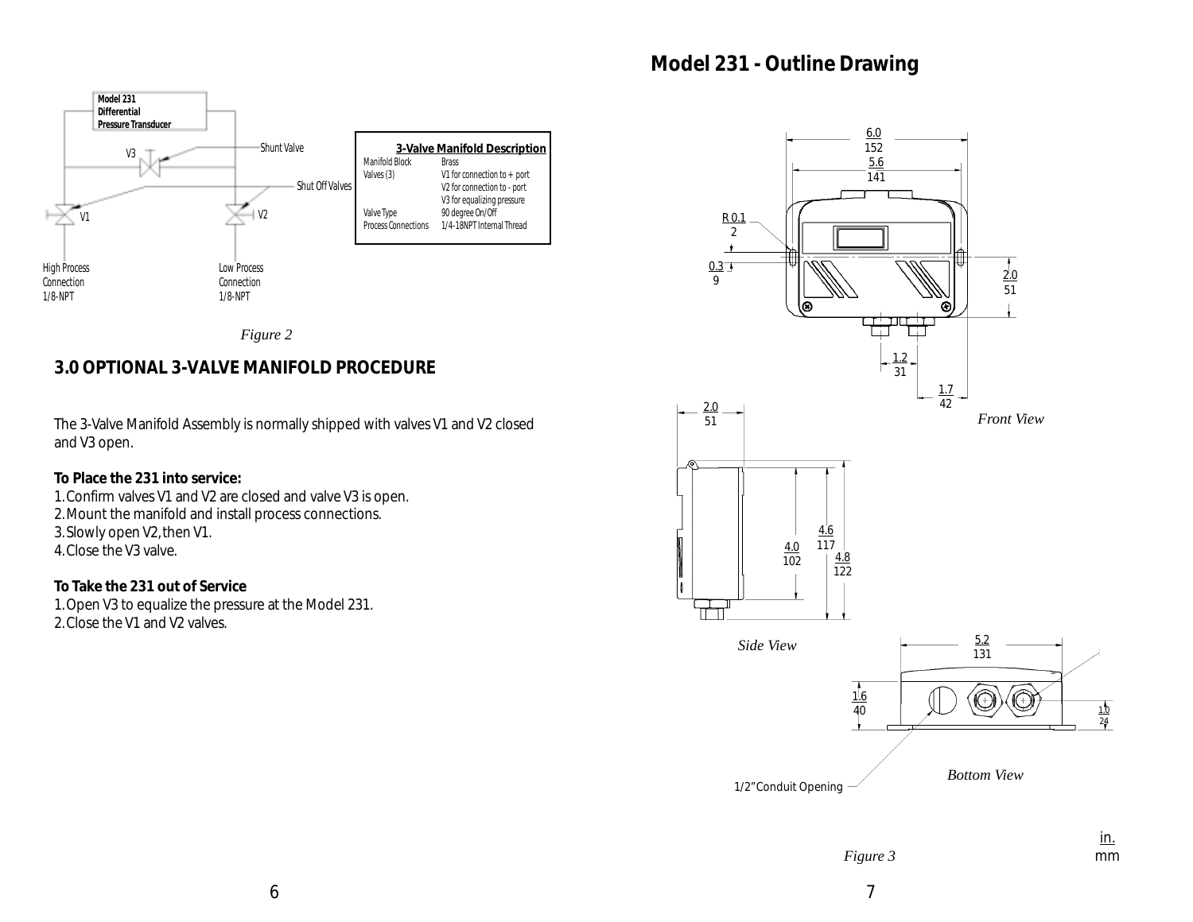Model 231
Differential
Pressure Transducer

V3

Shunt Valve

Shut Off Valves

V1

V2

High Process
Connection
1/8-NPT

Low Process
Connection
1/8-NPT

| 3-Valve Manifold Description | |
|---|---|
| Manifold Block | Brass |
| Valves (3) | V1 for connection to + port<br>V2 for connection to - port<br>V3 for equalizing pressure |
| Valve Type | 90 degree On/Off |
| Process Connections | 1/4-18NPT Internal Thread |

*Figure 2*

## 3.0 OPTIONAL 3-VALVE MANIFOLD PROCEDURE

The 3-Valve Manifold Assembly is normally shipped with valves V1 and V2 closed and V3 open.

**To Place the 231 into service:**

1. Confirm valves V1 and V2 are closed and valve V3 is open.
2. Mount the manifold and install process connections.
3. Slowly open V2, then V1.
4. Close the V3 valve.

**To Take the 231 out of Service**

1. Open V3 to equalize the pressure at the Model 231.
2. Close the V1 and V2 valves.

## Model 231 - Outline Drawing

6.0
152

5.6
141

R 0.1
2

0.3
9

2.0
51

1.2
31

1.7
42

*Front View*

2.0
51

4.0
102

4.6
117

4.8
122

*Side View*

5.2
131

1.6
40

1.0
24

1/2" Conduit Opening

*Bottom View*

in.
mm

*Figure 3*